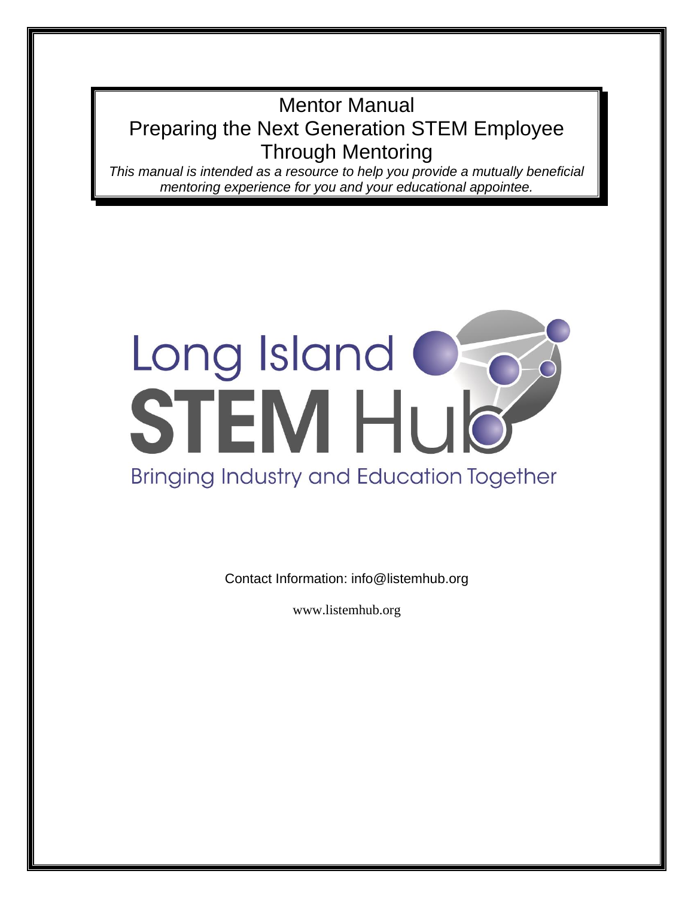# Mentor Manual
# Preparing the Next Generation STEM Employee Through Mentoring

*This manual is intended as a resource to help you provide a mutually beneficial mentoring experience for you and your educational appointee.*

Long Island STEM Hub

Bringing Industry and Education Together

Contact Information: info@listemhub.org

www.listemhub.org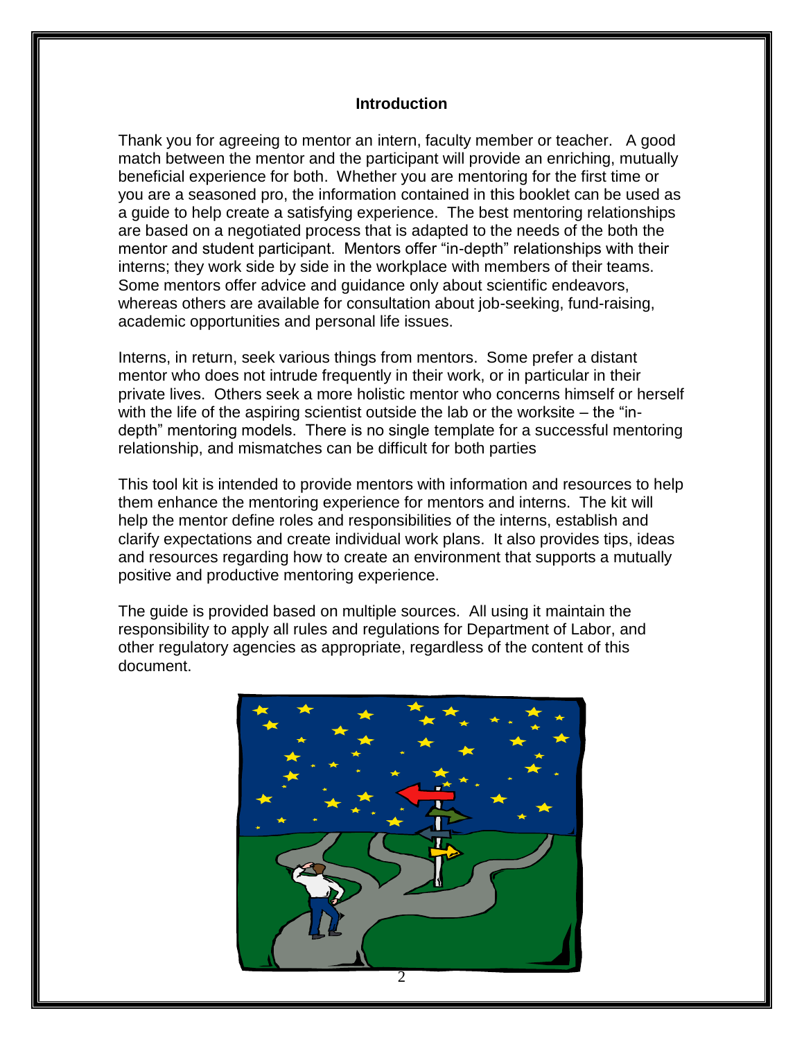## Introduction

Thank you for agreeing to mentor an intern, faculty member or teacher. A good match between the mentor and the participant will provide an enriching, mutually beneficial experience for both. Whether you are mentoring for the first time or you are a seasoned pro, the information contained in this booklet can be used as a guide to help create a satisfying experience. The best mentoring relationships are based on a negotiated process that is adapted to the needs of the both the mentor and student participant. Mentors offer "in-depth" relationships with their interns; they work side by side in the workplace with members of their teams. Some mentors offer advice and guidance only about scientific endeavors, whereas others are available for consultation about job-seeking, fund-raising, academic opportunities and personal life issues.

Interns, in return, seek various things from mentors. Some prefer a distant mentor who does not intrude frequently in their work, or in particular in their private lives. Others seek a more holistic mentor who concerns himself or herself with the life of the aspiring scientist outside the lab or the worksite – the "in-depth" mentoring models. There is no single template for a successful mentoring relationship, and mismatches can be difficult for both parties

This tool kit is intended to provide mentors with information and resources to help them enhance the mentoring experience for mentors and interns. The kit will help the mentor define roles and responsibilities of the interns, establish and clarify expectations and create individual work plans. It also provides tips, ideas and resources regarding how to create an environment that supports a mutually positive and productive mentoring experience.

The guide is provided based on multiple sources. All using it maintain the responsibility to apply all rules and regulations for Department of Labor, and other regulatory agencies as appropriate, regardless of the content of this document.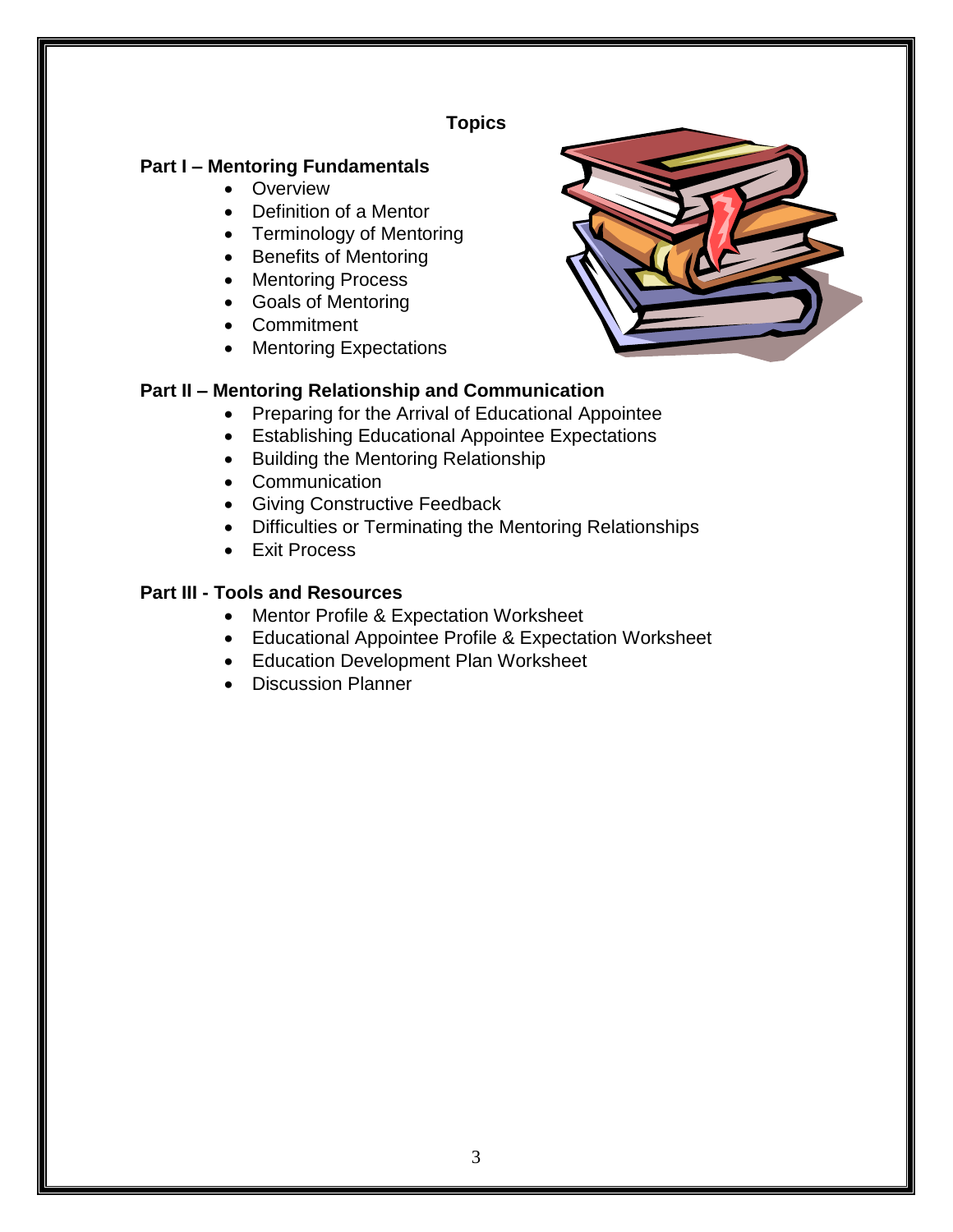# Topics

## Part I – Mentoring Fundamentals

- Overview
- Definition of a Mentor
- Terminology of Mentoring
- Benefits of Mentoring
- Mentoring Process
- Goals of Mentoring
- Commitment
- Mentoring Expectations

## Part II – Mentoring Relationship and Communication

- Preparing for the Arrival of Educational Appointee
- Establishing Educational Appointee Expectations
- Building the Mentoring Relationship
- Communication
- Giving Constructive Feedback
- Difficulties or Terminating the Mentoring Relationships
- Exit Process

## Part III - Tools and Resources

- Mentor Profile & Expectation Worksheet
- Educational Appointee Profile & Expectation Worksheet
- Education Development Plan Worksheet
- Discussion Planner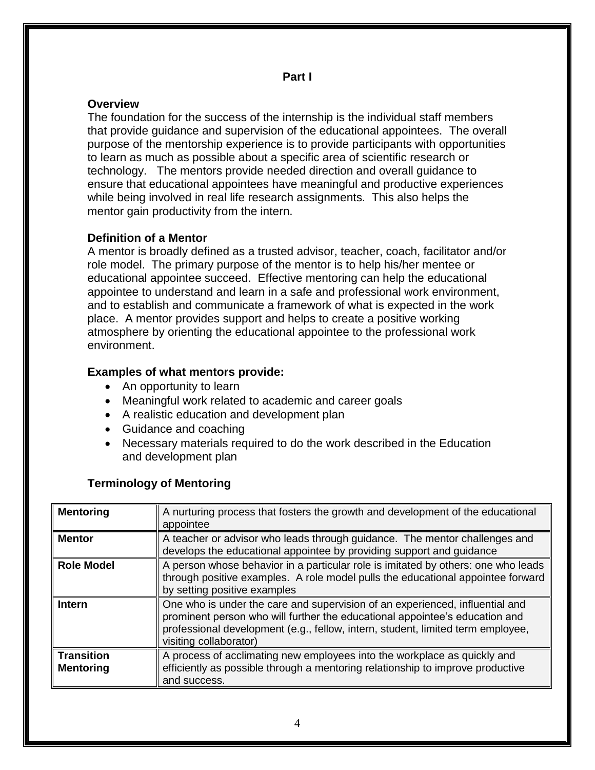## Part I

### Overview

The foundation for the success of the internship is the individual staff members that provide guidance and supervision of the educational appointees. The overall purpose of the mentorship experience is to provide participants with opportunities to learn as much as possible about a specific area of scientific research or technology. The mentors provide needed direction and overall guidance to ensure that educational appointees have meaningful and productive experiences while being involved in real life research assignments. This also helps the mentor gain productivity from the intern.

### Definition of a Mentor

A mentor is broadly defined as a trusted advisor, teacher, coach, facilitator and/or role model. The primary purpose of the mentor is to help his/her mentee or educational appointee succeed. Effective mentoring can help the educational appointee to understand and learn in a safe and professional work environment, and to establish and communicate a framework of what is expected in the work place. A mentor provides support and helps to create a positive working atmosphere by orienting the educational appointee to the professional work environment.

### Examples of what mentors provide:

- An opportunity to learn
- Meaningful work related to academic and career goals
- A realistic education and development plan
- Guidance and coaching
- Necessary materials required to do the work described in the Education and development plan

### Terminology of Mentoring

| Term | Definition |
|---|---|
| **Mentoring** | A nurturing process that fosters the growth and development of the educational appointee |
| **Mentor** | A teacher or advisor who leads through guidance. The mentor challenges and develops the educational appointee by providing support and guidance |
| **Role Model** | A person whose behavior in a particular role is imitated by others: one who leads through positive examples. A role model pulls the educational appointee forward by setting positive examples |
| **Intern** | One who is under the care and supervision of an experienced, influential and prominent person who will further the educational appointee's education and professional development (e.g., fellow, intern, student, limited term employee, visiting collaborator) |
| **Transition Mentoring** | A process of acclimating new employees into the workplace as quickly and efficiently as possible through a mentoring relationship to improve productive and success. |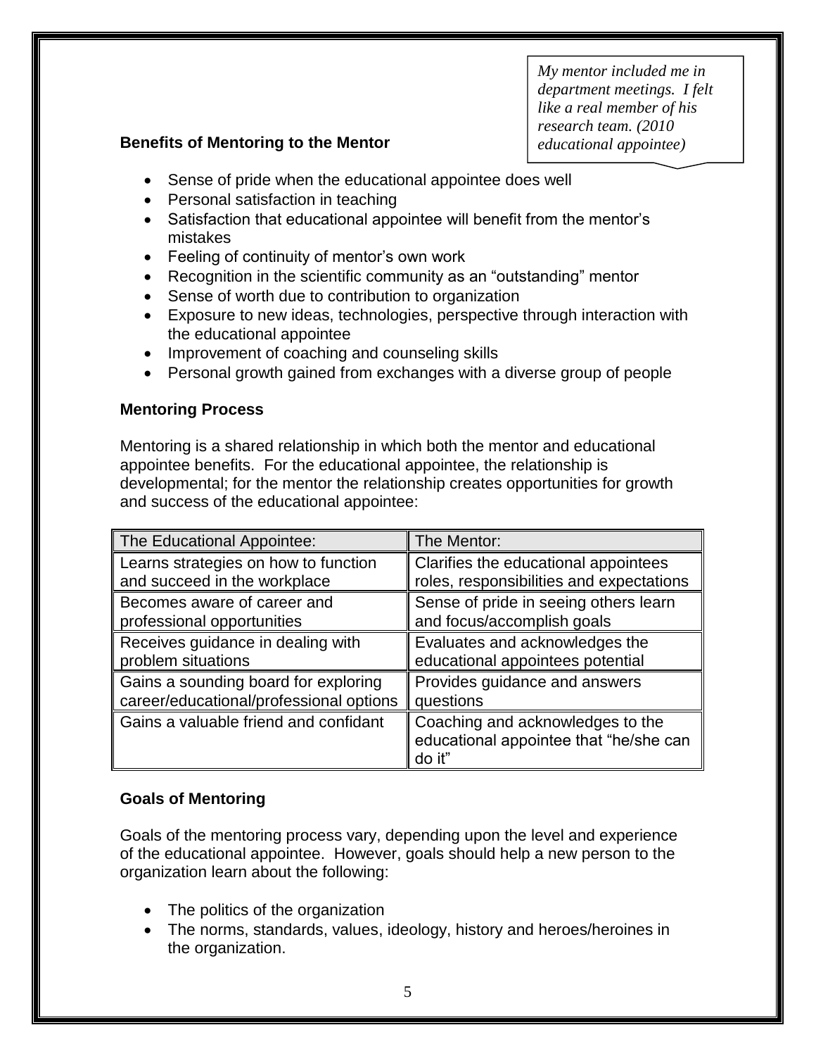*My mentor included me in department meetings. I felt like a real member of his research team. (2010 educational appointee)*

**Benefits of Mentoring to the Mentor**

- Sense of pride when the educational appointee does well
- Personal satisfaction in teaching
- Satisfaction that educational appointee will benefit from the mentor's mistakes
- Feeling of continuity of mentor's own work
- Recognition in the scientific community as an "outstanding" mentor
- Sense of worth due to contribution to organization
- Exposure to new ideas, technologies, perspective through interaction with the educational appointee
- Improvement of coaching and counseling skills
- Personal growth gained from exchanges with a diverse group of people

**Mentoring Process**

Mentoring is a shared relationship in which both the mentor and educational appointee benefits. For the educational appointee, the relationship is developmental; for the mentor the relationship creates opportunities for growth and success of the educational appointee:

| The Educational Appointee: | The Mentor: |
|---|---|
| Learns strategies on how to function and succeed in the workplace | Clarifies the educational appointees roles, responsibilities and expectations |
| Becomes aware of career and professional opportunities | Sense of pride in seeing others learn and focus/accomplish goals |
| Receives guidance in dealing with problem situations | Evaluates and acknowledges the educational appointees potential |
| Gains a sounding board for exploring career/educational/professional options | Provides guidance and answers questions |
| Gains a valuable friend and confidant | Coaching and acknowledges to the educational appointee that "he/she can do it" |

**Goals of Mentoring**

Goals of the mentoring process vary, depending upon the level and experience of the educational appointee. However, goals should help a new person to the organization learn about the following:

- The politics of the organization
- The norms, standards, values, ideology, history and heroes/heroines in the organization.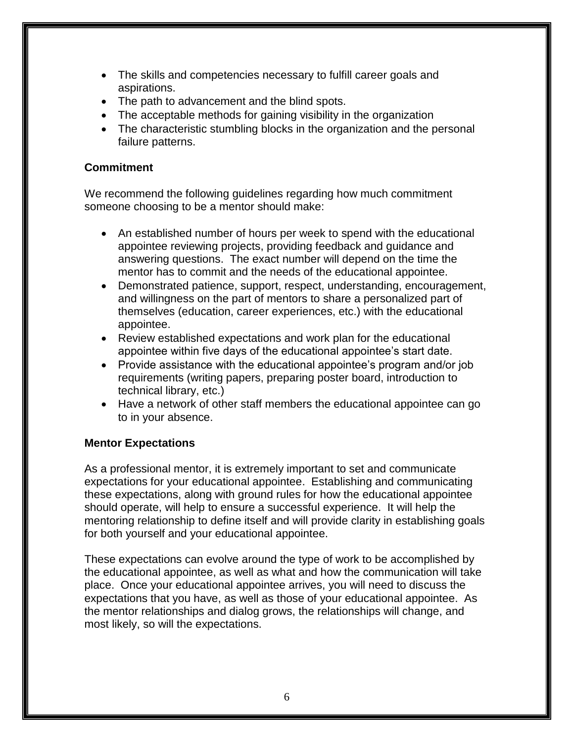- The skills and competencies necessary to fulfill career goals and aspirations.
- The path to advancement and the blind spots.
- The acceptable methods for gaining visibility in the organization
- The characteristic stumbling blocks in the organization and the personal failure patterns.

### Commitment

We recommend the following guidelines regarding how much commitment someone choosing to be a mentor should make:

- An established number of hours per week to spend with the educational appointee reviewing projects, providing feedback and guidance and answering questions. The exact number will depend on the time the mentor has to commit and the needs of the educational appointee.
- Demonstrated patience, support, respect, understanding, encouragement, and willingness on the part of mentors to share a personalized part of themselves (education, career experiences, etc.) with the educational appointee.
- Review established expectations and work plan for the educational appointee within five days of the educational appointee's start date.
- Provide assistance with the educational appointee's program and/or job requirements (writing papers, preparing poster board, introduction to technical library, etc.)
- Have a network of other staff members the educational appointee can go to in your absence.

### Mentor Expectations

As a professional mentor, it is extremely important to set and communicate expectations for your educational appointee. Establishing and communicating these expectations, along with ground rules for how the educational appointee should operate, will help to ensure a successful experience. It will help the mentoring relationship to define itself and will provide clarity in establishing goals for both yourself and your educational appointee.

These expectations can evolve around the type of work to be accomplished by the educational appointee, as well as what and how the communication will take place. Once your educational appointee arrives, you will need to discuss the expectations that you have, as well as those of your educational appointee. As the mentor relationships and dialog grows, the relationships will change, and most likely, so will the expectations.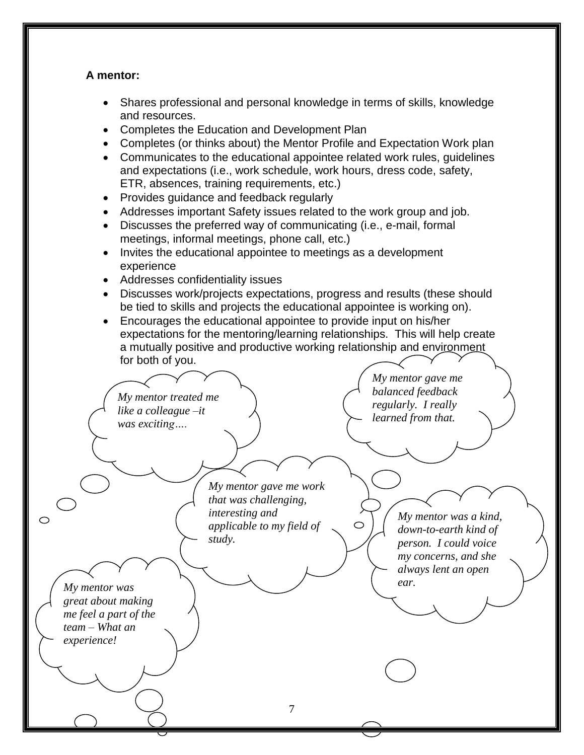**A mentor:**

- Shares professional and personal knowledge in terms of skills, knowledge and resources.
- Completes the Education and Development Plan
- Completes (or thinks about) the Mentor Profile and Expectation Work plan
- Communicates to the educational appointee related work rules, guidelines and expectations (i.e., work schedule, work hours, dress code, safety, ETR, absences, training requirements, etc.)
- Provides guidance and feedback regularly
- Addresses important Safety issues related to the work group and job.
- Discusses the preferred way of communicating (i.e., e-mail, formal meetings, informal meetings, phone call, etc.)
- Invites the educational appointee to meetings as a development experience
- Addresses confidentiality issues
- Discusses work/projects expectations, progress and results (these should be tied to skills and projects the educational appointee is working on).
- Encourages the educational appointee to provide input on his/her expectations for the mentoring/learning relationships. This will help create a mutually positive and productive working relationship and environment for both of you.

*My mentor treated me like a colleague –it was exciting….*

*My mentor gave me balanced feedback regularly. I really learned from that.*

*My mentor gave me work that was challenging, interesting and applicable to my field of study.*

*My mentor was a kind, down-to-earth kind of person. I could voice my concerns, and she always lent an open ear.*

*My mentor was great about making me feel a part of the team – What an experience!*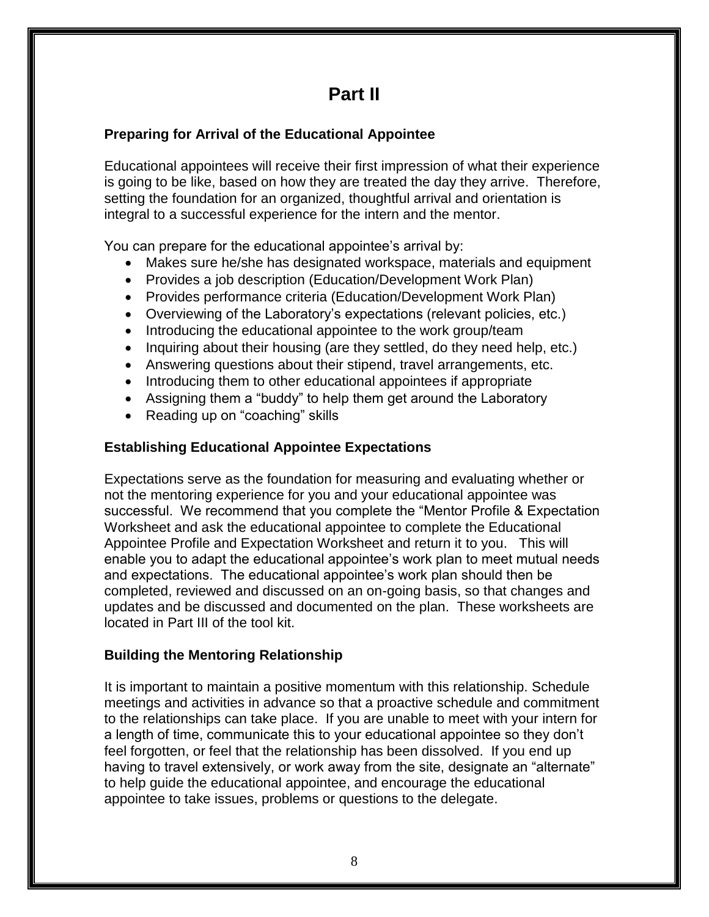# Part II

### Preparing for Arrival of the Educational Appointee

Educational appointees will receive their first impression of what their experience is going to be like, based on how they are treated the day they arrive. Therefore, setting the foundation for an organized, thoughtful arrival and orientation is integral to a successful experience for the intern and the mentor.

You can prepare for the educational appointee's arrival by:

- Makes sure he/she has designated workspace, materials and equipment
- Provides a job description (Education/Development Work Plan)
- Provides performance criteria (Education/Development Work Plan)
- Overviewing of the Laboratory's expectations (relevant policies, etc.)
- Introducing the educational appointee to the work group/team
- Inquiring about their housing (are they settled, do they need help, etc.)
- Answering questions about their stipend, travel arrangements, etc.
- Introducing them to other educational appointees if appropriate
- Assigning them a "buddy" to help them get around the Laboratory
- Reading up on "coaching" skills

### Establishing Educational Appointee Expectations

Expectations serve as the foundation for measuring and evaluating whether or not the mentoring experience for you and your educational appointee was successful. We recommend that you complete the "Mentor Profile & Expectation Worksheet and ask the educational appointee to complete the Educational Appointee Profile and Expectation Worksheet and return it to you. This will enable you to adapt the educational appointee's work plan to meet mutual needs and expectations. The educational appointee's work plan should then be completed, reviewed and discussed on an on-going basis, so that changes and updates and be discussed and documented on the plan. These worksheets are located in Part III of the tool kit.

### Building the Mentoring Relationship

It is important to maintain a positive momentum with this relationship. Schedule meetings and activities in advance so that a proactive schedule and commitment to the relationships can take place. If you are unable to meet with your intern for a length of time, communicate this to your educational appointee so they don't feel forgotten, or feel that the relationship has been dissolved. If you end up having to travel extensively, or work away from the site, designate an "alternate" to help guide the educational appointee, and encourage the educational appointee to take issues, problems or questions to the delegate.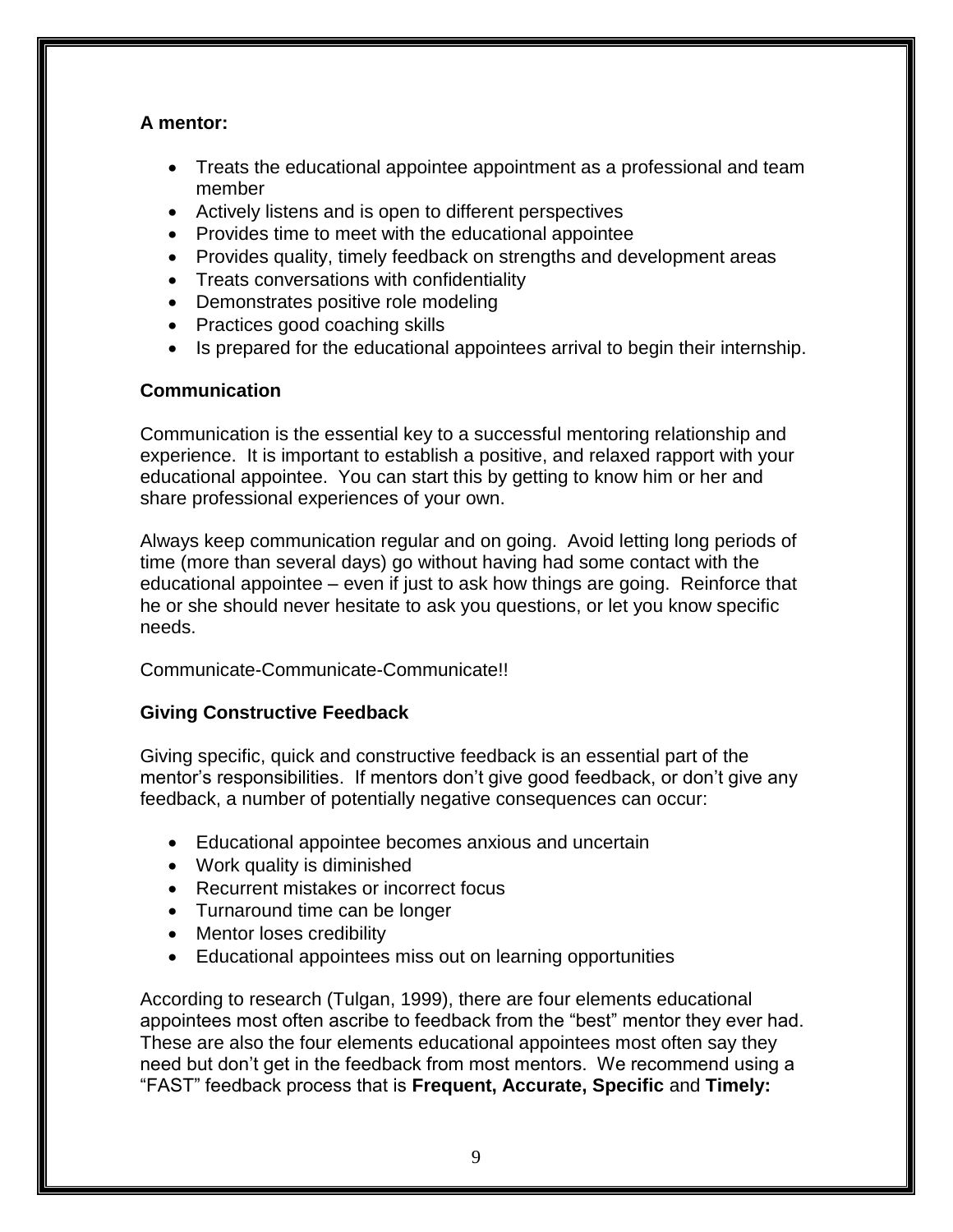**A mentor:**

- Treats the educational appointee appointment as a professional and team member
- Actively listens and is open to different perspectives
- Provides time to meet with the educational appointee
- Provides quality, timely feedback on strengths and development areas
- Treats conversations with confidentiality
- Demonstrates positive role modeling
- Practices good coaching skills
- Is prepared for the educational appointees arrival to begin their internship.

**Communication**

Communication is the essential key to a successful mentoring relationship and experience. It is important to establish a positive, and relaxed rapport with your educational appointee. You can start this by getting to know him or her and share professional experiences of your own.

Always keep communication regular and on going. Avoid letting long periods of time (more than several days) go without having had some contact with the educational appointee – even if just to ask how things are going. Reinforce that he or she should never hesitate to ask you questions, or let you know specific needs.

Communicate-Communicate-Communicate!!

**Giving Constructive Feedback**

Giving specific, quick and constructive feedback is an essential part of the mentor's responsibilities. If mentors don't give good feedback, or don't give any feedback, a number of potentially negative consequences can occur:

- Educational appointee becomes anxious and uncertain
- Work quality is diminished
- Recurrent mistakes or incorrect focus
- Turnaround time can be longer
- Mentor loses credibility
- Educational appointees miss out on learning opportunities

According to research (Tulgan, 1999), there are four elements educational appointees most often ascribe to feedback from the "best" mentor they ever had. These are also the four elements educational appointees most often say they need but don't get in the feedback from most mentors. We recommend using a "FAST" feedback process that is **Frequent, Accurate, Specific** and **Timely:**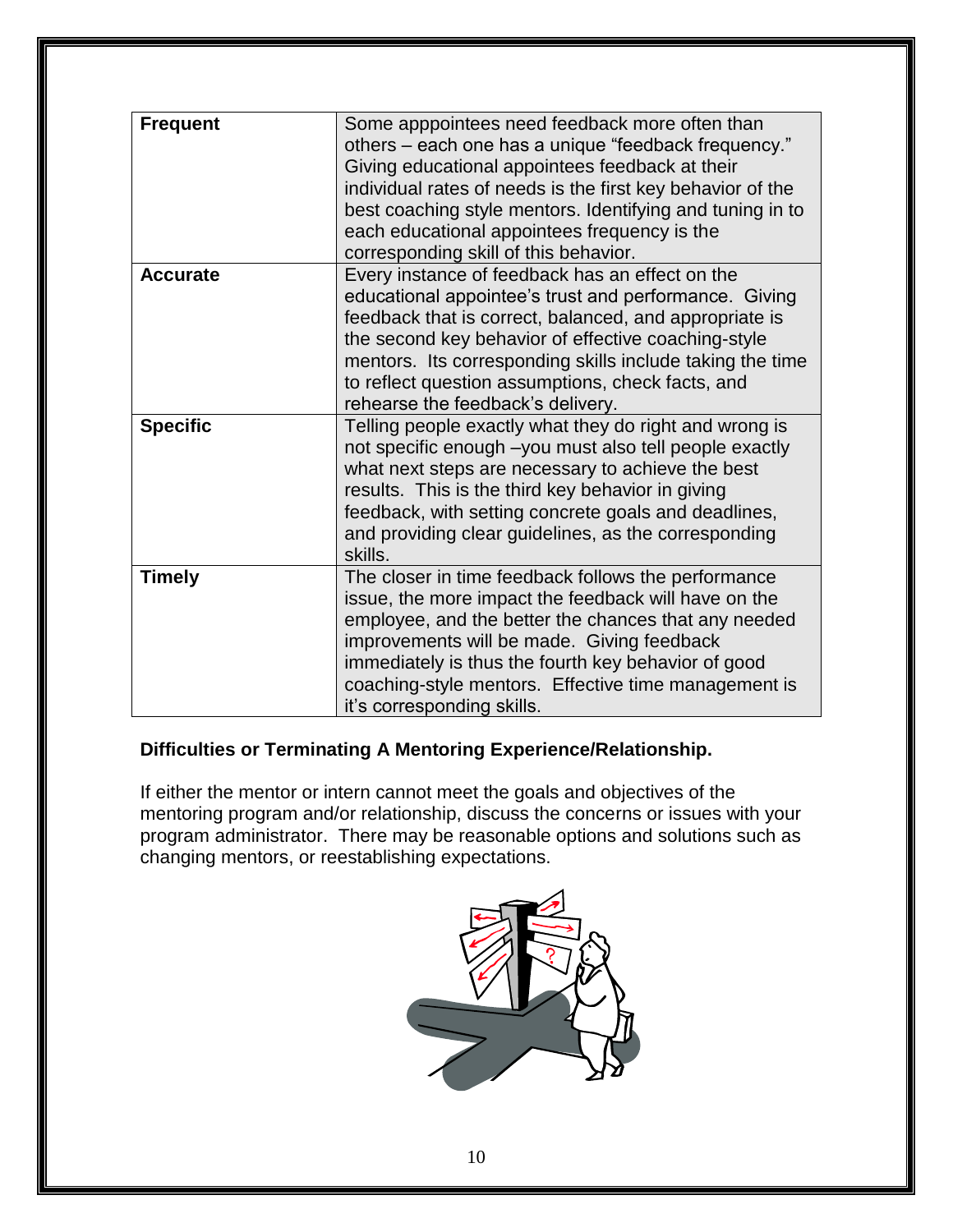| | |
|---|---|
| **Frequent** | Some apppointees need feedback more often than others – each one has a unique "feedback frequency." Giving educational appointees feedback at their individual rates of needs is the first key behavior of the best coaching style mentors. Identifying and tuning in to each educational appointees frequency is the corresponding skill of this behavior. |
| **Accurate** | Every instance of feedback has an effect on the educational appointee's trust and performance. Giving feedback that is correct, balanced, and appropriate is the second key behavior of effective coaching-style mentors. Its corresponding skills include taking the time to reflect question assumptions, check facts, and rehearse the feedback's delivery. |
| **Specific** | Telling people exactly what they do right and wrong is not specific enough –you must also tell people exactly what next steps are necessary to achieve the best results. This is the third key behavior in giving feedback, with setting concrete goals and deadlines, and providing clear guidelines, as the corresponding skills. |
| **Timely** | The closer in time feedback follows the performance issue, the more impact the feedback will have on the employee, and the better the chances that any needed improvements will be made. Giving feedback immediately is thus the fourth key behavior of good coaching-style mentors. Effective time management is it's corresponding skills. |

**Difficulties or Terminating A Mentoring Experience/Relationship.**

If either the mentor or intern cannot meet the goals and objectives of the mentoring program and/or relationship, discuss the concerns or issues with your program administrator. There may be reasonable options and solutions such as changing mentors, or reestablishing expectations.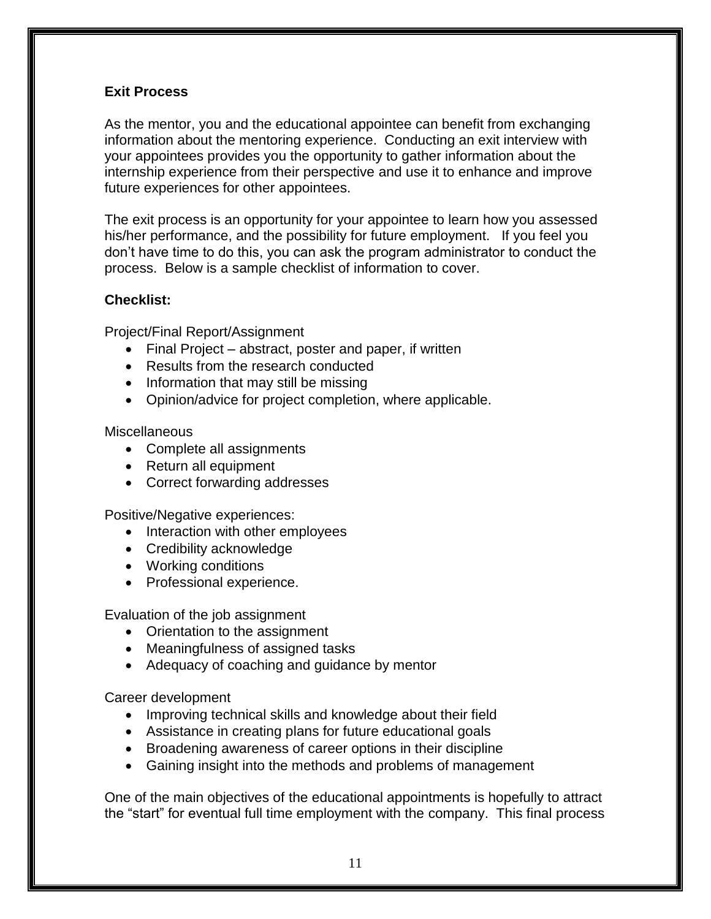## Exit Process

As the mentor, you and the educational appointee can benefit from exchanging information about the mentoring experience. Conducting an exit interview with your appointees provides you the opportunity to gather information about the internship experience from their perspective and use it to enhance and improve future experiences for other appointees.

The exit process is an opportunity for your appointee to learn how you assessed his/her performance, and the possibility for future employment. If you feel you don't have time to do this, you can ask the program administrator to conduct the process. Below is a sample checklist of information to cover.

**Checklist:**

Project/Final Report/Assignment

- Final Project – abstract, poster and paper, if written
- Results from the research conducted
- Information that may still be missing
- Opinion/advice for project completion, where applicable.

Miscellaneous

- Complete all assignments
- Return all equipment
- Correct forwarding addresses

Positive/Negative experiences:

- Interaction with other employees
- Credibility acknowledge
- Working conditions
- Professional experience.

Evaluation of the job assignment

- Orientation to the assignment
- Meaningfulness of assigned tasks
- Adequacy of coaching and guidance by mentor

Career development

- Improving technical skills and knowledge about their field
- Assistance in creating plans for future educational goals
- Broadening awareness of career options in their discipline
- Gaining insight into the methods and problems of management

One of the main objectives of the educational appointments is hopefully to attract the "start" for eventual full time employment with the company. This final process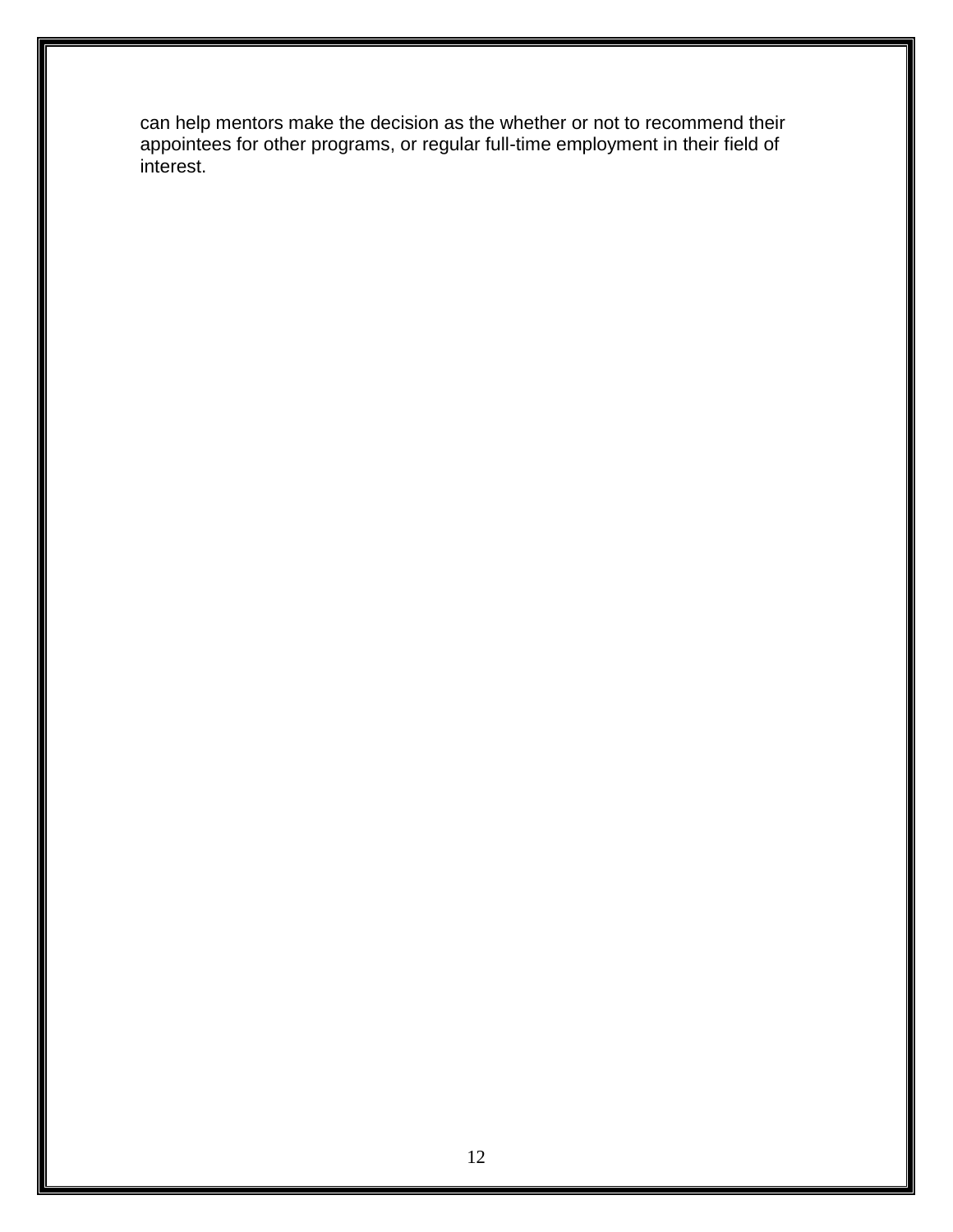can help mentors make the decision as the whether or not to recommend their appointees for other programs, or regular full-time employment in their field of interest.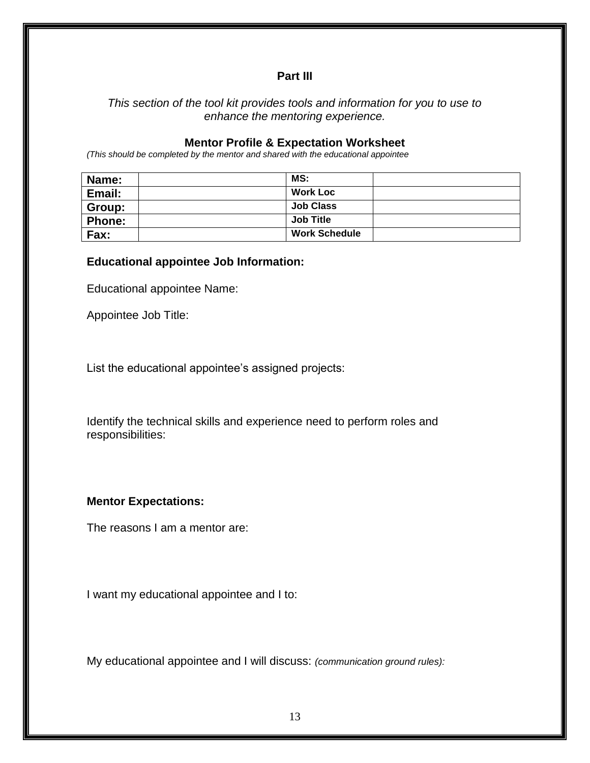## Part III

*This section of the tool kit provides tools and information for you to use to enhance the mentoring experience.*

### Mentor Profile & Expectation Worksheet

*(This should be completed by the mentor and shared with the educational appointee*

| **Name:** | | **MS:** | |
|---|---|---|---|
| **Email:** | | **Work Loc** | |
| **Group:** | | **Job Class** | |
| **Phone:** | | **Job Title** | |
| **Fax:** | | **Work Schedule** | |

**Educational appointee Job Information:**

Educational appointee Name:

Appointee Job Title:

List the educational appointee's assigned projects:

Identify the technical skills and experience need to perform roles and responsibilities:

**Mentor Expectations:**

The reasons I am a mentor are:

I want my educational appointee and I to:

My educational appointee and I will discuss: *(communication ground rules):*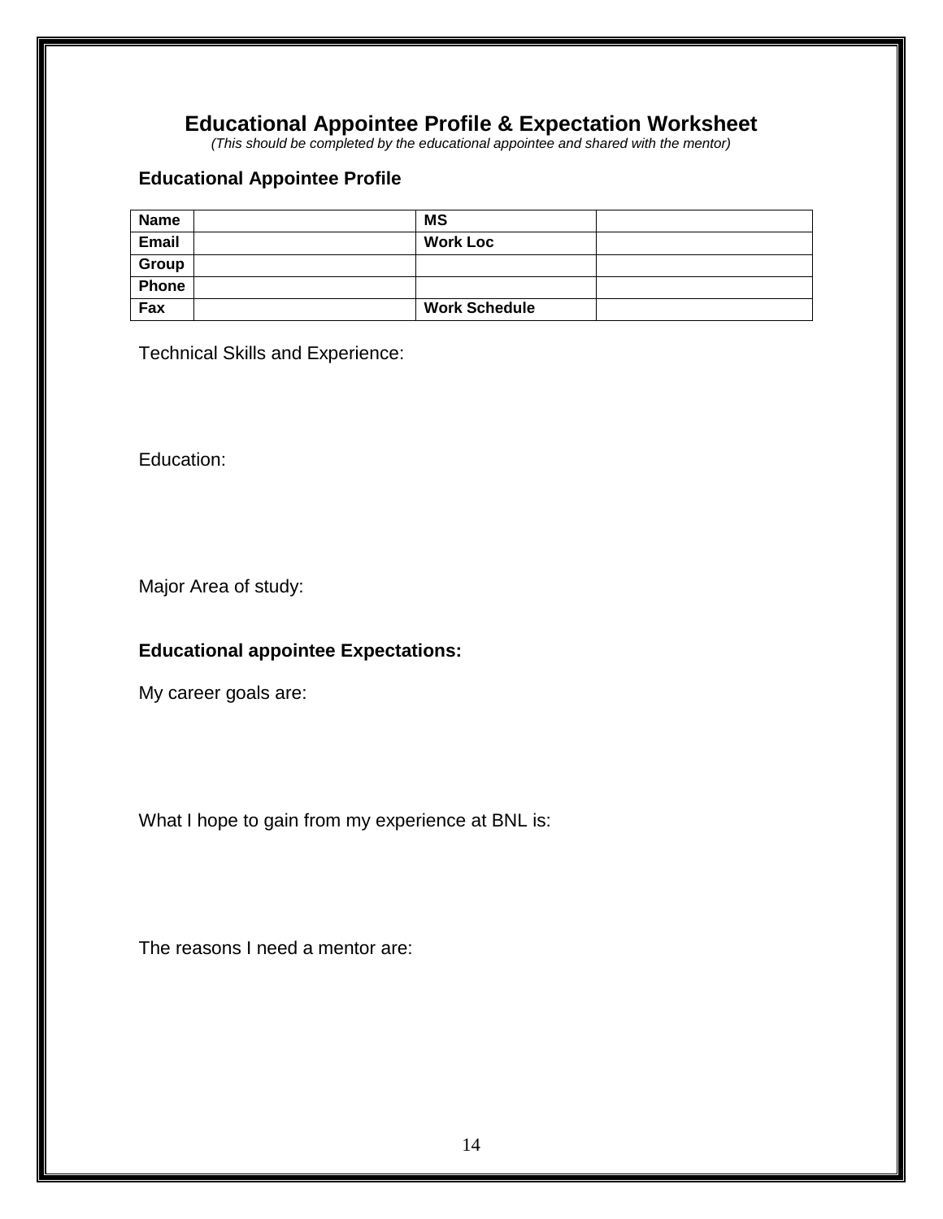# Educational Appointee Profile & Expectation Worksheet

*(This should be completed by the educational appointee and shared with the mentor)*

## Educational Appointee Profile

| **Name** | | **MS** | |
|---|---|---|---|
| **Email** | | **Work Loc** | |
| **Group** | | | |
| **Phone** | | | |
| **Fax** | | **Work Schedule** | |

Technical Skills and Experience:

Education:

Major Area of study:

## Educational appointee Expectations:

My career goals are:

What I hope to gain from my experience at BNL is:

The reasons I need a mentor are: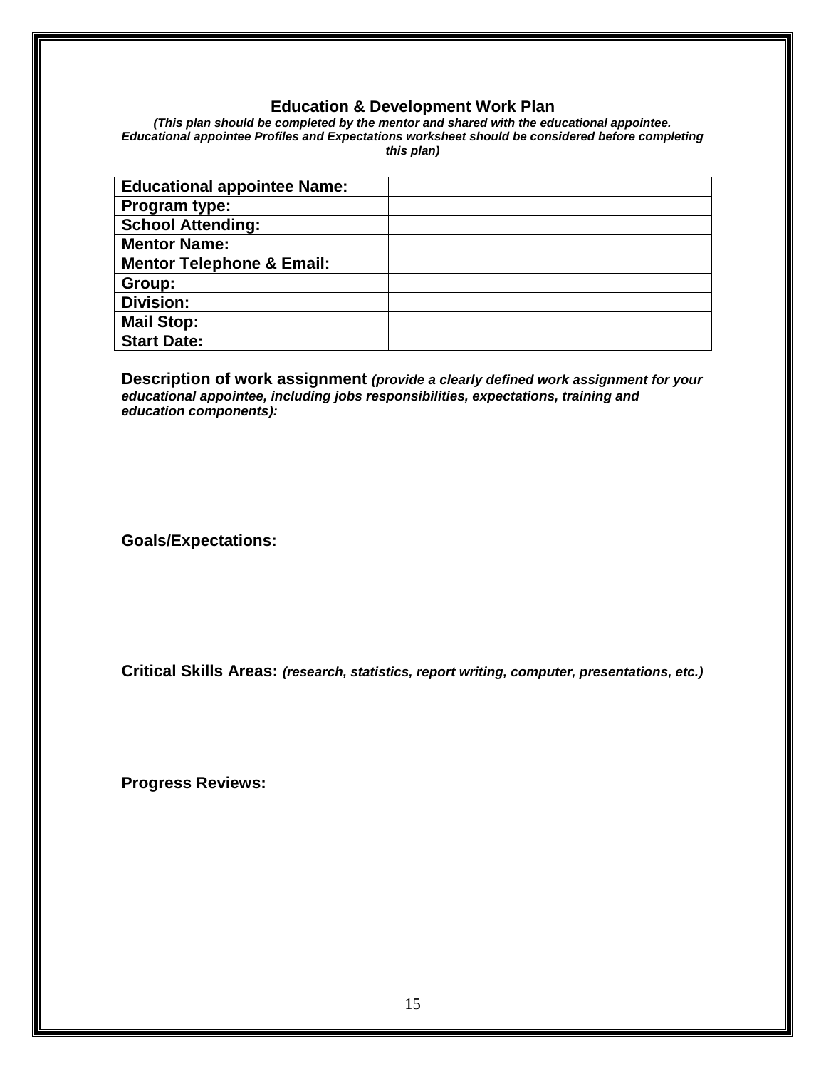## Education & Development Work Plan

***(This plan should be completed by the mentor and shared with the educational appointee. Educational appointee Profiles and Expectations worksheet should be considered before completing this plan)***

| | |
|---|---|
| **Educational appointee Name:** | |
| **Program type:** | |
| **School Attending:** | |
| **Mentor Name:** | |
| **Mentor Telephone & Email:** | |
| **Group:** | |
| **Division:** | |
| **Mail Stop:** | |
| **Start Date:** | |

**Description of work assignment** ***(provide a clearly defined work assignment for your educational appointee, including jobs responsibilities, expectations, training and education components):***

**Goals/Expectations:**

**Critical Skills Areas:** ***(research, statistics, report writing, computer, presentations, etc.)***

**Progress Reviews:**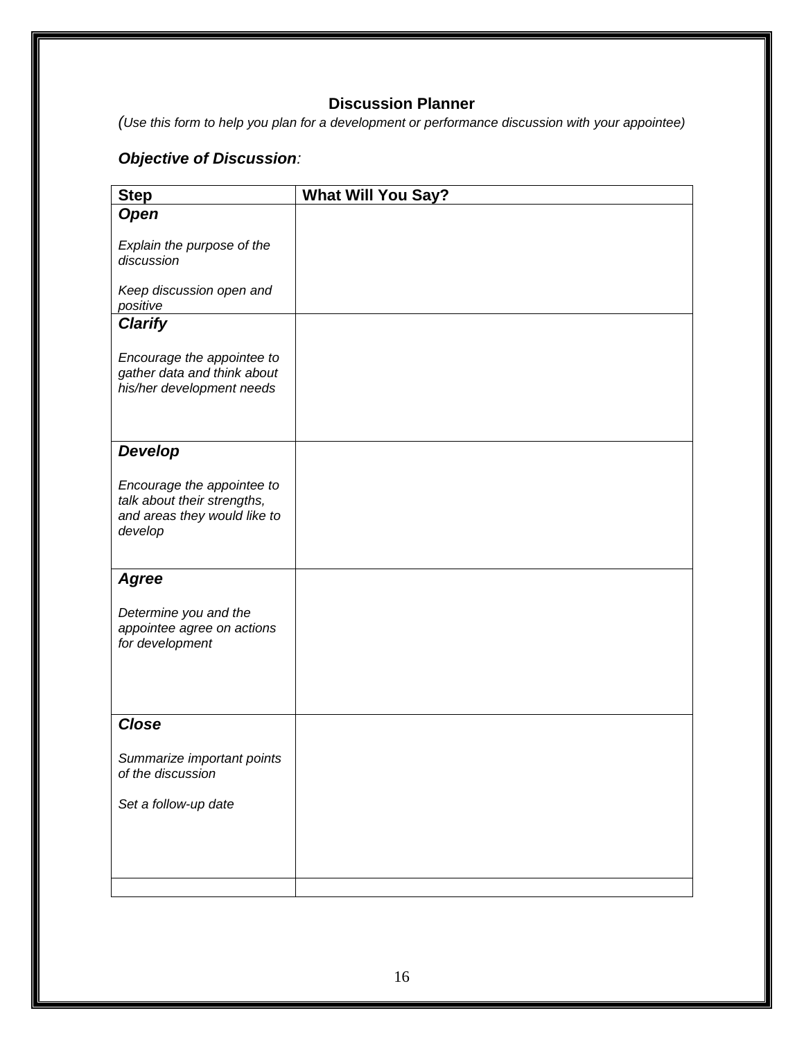### Discussion Planner

*(Use this form to help you plan for a development or performance discussion with your appointee)*

***Objective of Discussion**:*

| Step | What Will You Say? |
|---|---|
| ***Open***<br><br>*Explain the purpose of the discussion*<br><br>*Keep discussion open and positive* | |
| ***Clarify***<br><br>*Encourage the appointee to gather data and think about his/her development needs* | |
| ***Develop***<br><br>*Encourage the appointee to talk about their strengths, and areas they would like to develop* | |
| ***Agree***<br><br>*Determine you and the appointee agree on actions for development* | |
| ***Close***<br><br>*Summarize important points of the discussion*<br><br>*Set a follow-up date* | |
| | |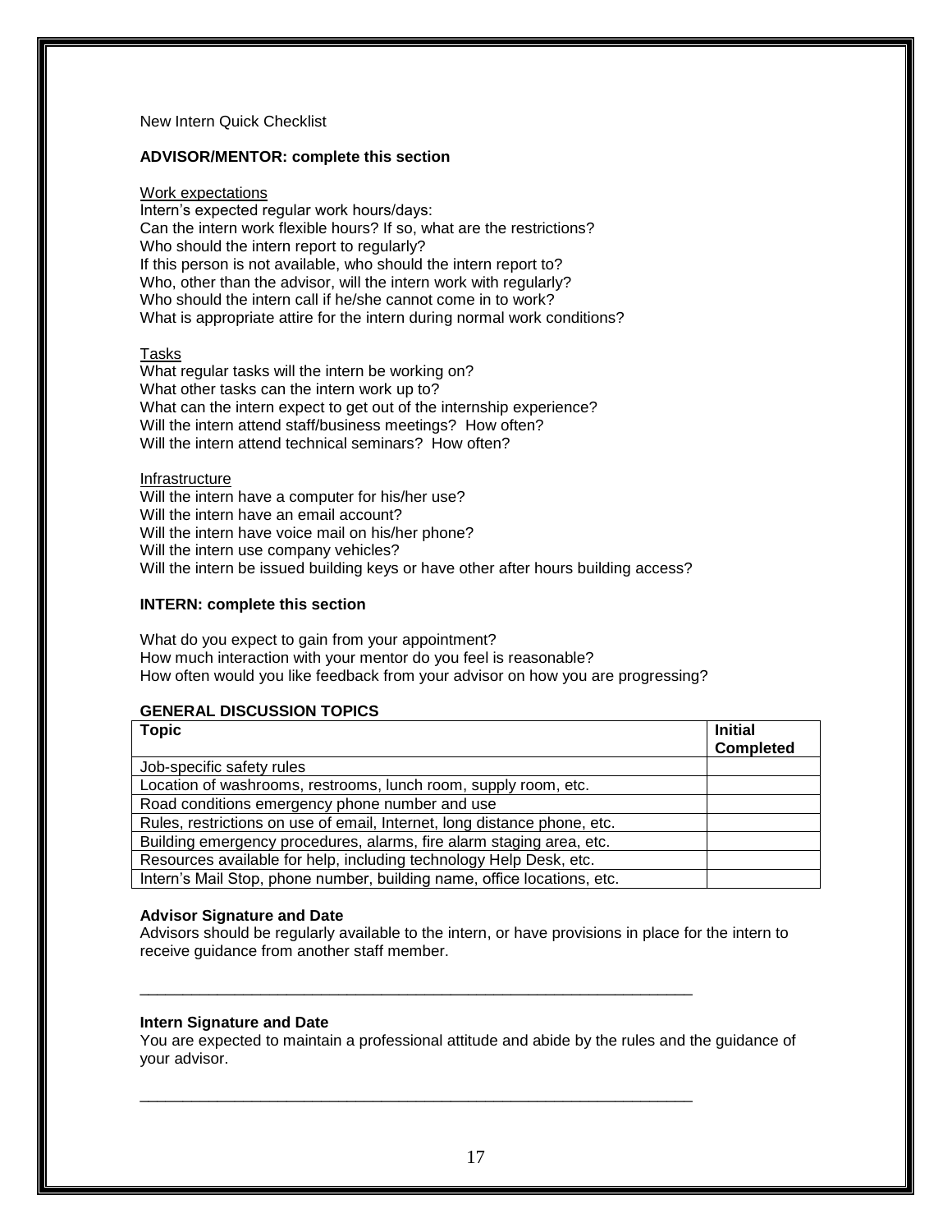New Intern Quick Checklist

**ADVISOR/MENTOR: complete this section**

Work expectations

Intern's expected regular work hours/days:
Can the intern work flexible hours? If so, what are the restrictions?
Who should the intern report to regularly?
If this person is not available, who should the intern report to?
Who, other than the advisor, will the intern work with regularly?
Who should the intern call if he/she cannot come in to work?
What is appropriate attire for the intern during normal work conditions?

Tasks

What regular tasks will the intern be working on?
What other tasks can the intern work up to?
What can the intern expect to get out of the internship experience?
Will the intern attend staff/business meetings? How often?
Will the intern attend technical seminars? How often?

Infrastructure

Will the intern have a computer for his/her use?
Will the intern have an email account?
Will the intern have voice mail on his/her phone?
Will the intern use company vehicles?
Will the intern be issued building keys or have other after hours building access?

**INTERN: complete this section**

What do you expect to gain from your appointment?
How much interaction with your mentor do you feel is reasonable?
How often would you like feedback from your advisor on how you are progressing?

**GENERAL DISCUSSION TOPICS**

| **Topic** | **Initial Completed** |
|---|---|
| Job-specific safety rules | |
| Location of washrooms, restrooms, lunch room, supply room, etc. | |
| Road conditions emergency phone number and use | |
| Rules, restrictions on use of email, Internet, long distance phone, etc. | |
| Building emergency procedures, alarms, fire alarm staging area, etc. | |
| Resources available for help, including technology Help Desk, etc. | |
| Intern's Mail Stop, phone number, building name, office locations, etc. | |

**Advisor Signature and Date**

Advisors should be regularly available to the intern, or have provisions in place for the intern to receive guidance from another staff member.

\_\_\_\_\_\_\_\_\_\_\_\_\_\_\_\_\_\_\_\_\_\_\_\_\_\_\_\_\_\_\_\_\_\_\_\_\_\_\_\_\_\_\_\_\_\_\_\_\_\_\_\_\_\_\_\_\_\_\_\_\_\_

**Intern Signature and Date**

You are expected to maintain a professional attitude and abide by the rules and the guidance of your advisor.

\_\_\_\_\_\_\_\_\_\_\_\_\_\_\_\_\_\_\_\_\_\_\_\_\_\_\_\_\_\_\_\_\_\_\_\_\_\_\_\_\_\_\_\_\_\_\_\_\_\_\_\_\_\_\_\_\_\_\_\_\_\_